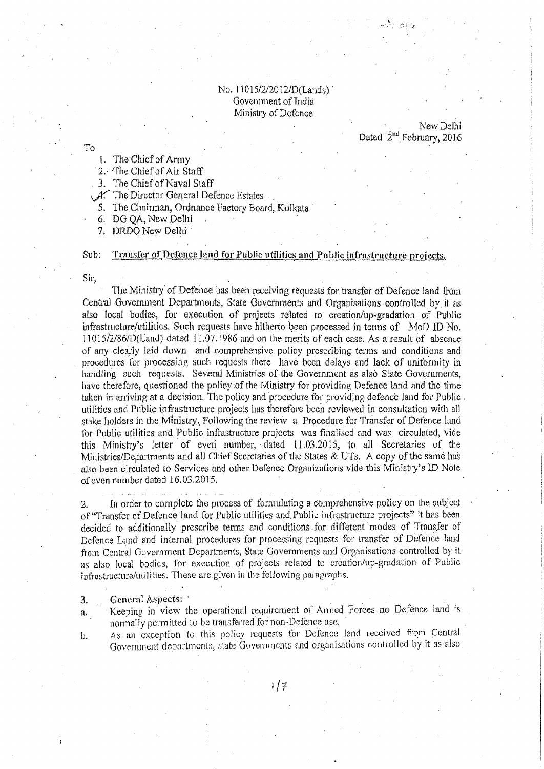No. 11015/2/2012/D(Lands)
Government of India
Ministry of Defence

New Delhi
Dated 2[nd] February, 2016

To

1. The Chief of Army
2. The Chief of Air Staff
3. The Chief of Naval Staff
4. The Director General Defence Estates
5. The Chairman, Ordnance Factory Board, Kolkata
6. DG QA, New Delhi
7. DRDO New Delhi

Sub: **Transfer of Defence land for Public utilities and Public infrastructure projects.**

Sir,

The Ministry of Defence has been receiving requests for transfer of Defence land from Central Government Departments, State Governments and Organisations controlled by it as also local bodies, for execution of projects related to creation/up-gradation of Public infrastructure/utilities. Such requests have hitherto been processed in terms of MoD ID No. 11015/2/86/D(Land) dated 11.07.1986 and on the merits of each case. As a result of absence of any clearly laid down and comprehensive policy prescribing terms and conditions and procedures for processing such requests there have been delays and lack of uniformity in handling such requests. Several Ministries of the Government as also State Governments, have therefore, questioned the policy of the Ministry for providing Defence land and the time taken in arriving at a decision. The policy and procedure for providing defence land for Public utilities and Public infrastructure projects has therefore been reviewed in consultation with all stake holders in the Ministry. Following the review a Procedure for Transfer of Defence land for Public utilities and Public infrastructure projects was finalised and was circulated, vide this Ministry's letter of even number, dated 11.03.2015, to all Secretaries of the Ministries/Departments and all Chief Secretaries of the States & UTs. A copy of the same has also been circulated to Services and other Defence Organizations vide this Ministry's ID Note of even number dated 16.03.2015.

2. In order to complete the process of formulating a comprehensive policy on the subject of "Transfer of Defence land for Public utilities and Public infrastructure projects" it has been decided to additionally prescribe terms and conditions for different modes of Transfer of Defence Land and internal procedures for processing requests for transfer of Defence land from Central Government Departments, State Governments and Organisations controlled by it as also local bodies, for execution of projects related to creation/up-gradation of Public infrastructure/utilities. These are given in the following paragraphs.

3. **General Aspects:**

a. Keeping in view the operational requirement of Armed Forces no Defence land is normally permitted to be transferred for non-Defence use.

b. As an exception to this policy requests for Defence land received from Central Government departments, state Governments and organisations controlled by it as also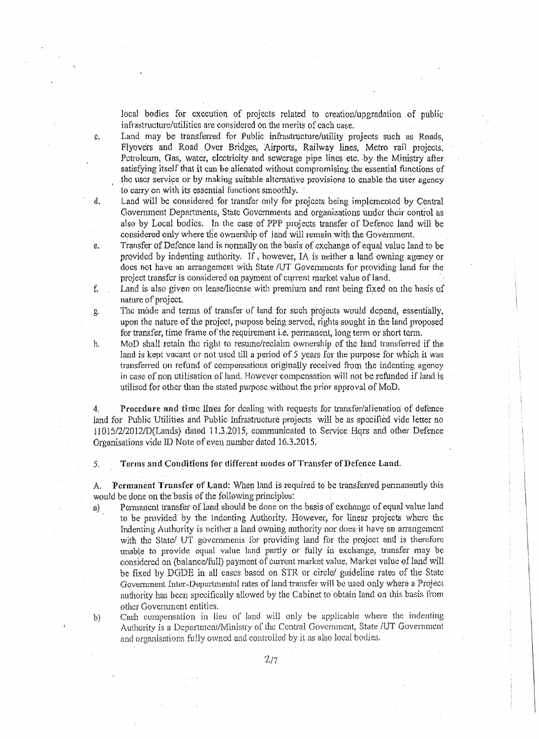local bodies for execution of projects related to creation/upgradation of public infrastructure/utilities are considered on the merits of each case.

c. Land may be transferred for Public infrastructure/utility projects such as Roads, Flyovers and Road Over Bridges, Airports, Railway lines, Metro rail projects, Petroleum, Gas, water, electricity and sewerage pipe lines etc. by the Ministry after satisfying itself that it can be alienated without compromising the essential functions of the user service or by making suitable alternative provisions to enable the user agency to carry on with its essential functions smoothly.

d. Land will be considered for transfer only for projects being implemented by Central Government Departments, State Governments and organizations under their control as also by Local bodies. In the case of PPP projects transfer of Defence land will be considered only where the ownership of land will remain with the Government.

e. Transfer of Defence land is normally on the basis of exchange of equal value land to be provided by indenting authority. If, however, IA is neither a land owning agency or does not have an arrangement with State /UT Governments for providing land for the project transfer is considered on payment of current market value of land.

f. Land is also given on lease/license with premium and rent being fixed on the basis of nature of project.

g. The mode and terms of transfer of land for such projects would depend, essentially, upon the nature of the project, purpose being served, rights sought in the land proposed for transfer, time frame of the requirement i.e. permanent, long term or short term.

h. MoD shall retain the right to resume/reclaim ownership of the land transferred if the land is kept vacant or not used till a period of 5 years for the purpose for which it was transferred on refund of compensations originally received from the indenting agency in case of non utilisation of land. However compensation will not be refunded if land is utilised for other than the stated purpose without the prior approval of MoD.

4. **Procedure and time lines** for dealing with requests for transfer/alienation of defence land for Public Utilities and Public Infrastructure projects will be as specified vide letter no 11015/2/2012/D(Lands) dated 11.3.2015, communicated to Service Hqrs and other Defence Organisations vide ID Note of even number dated 16.3.2015.

5. **Terms and Conditions for different modes of Transfer of Defence Land.**

A. **Permanent Transfer of Land:** When land is required to be transferred permanently this would be done on the basis of the following principles:

a) Permanent transfer of land should be done on the basis of exchange of equal value land to be provided by the Indenting Authority. However, for linear projects where the Indenting Authority is neither a land owning authority nor does it have an arrangement with the State/ UT governments for providing land for the project and is therefore unable to provide equal value land partly or fully in exchange, transfer may be considered on (balance/full) payment of current market value. Market value of land will be fixed by DGDE in all cases based on STR or circle/ guideline rates of the State Government Inter-Departmental rates of land transfer will be used only where a Project authority has been specifically allowed by the Cabinet to obtain land on this basis from other Government entities.

b) Cash compensation in lieu of land will only be applicable where the indenting Authority is a Department/Ministry of the Central Government, State /UT Government and organisations fully owned and controlled by it as also local bodies.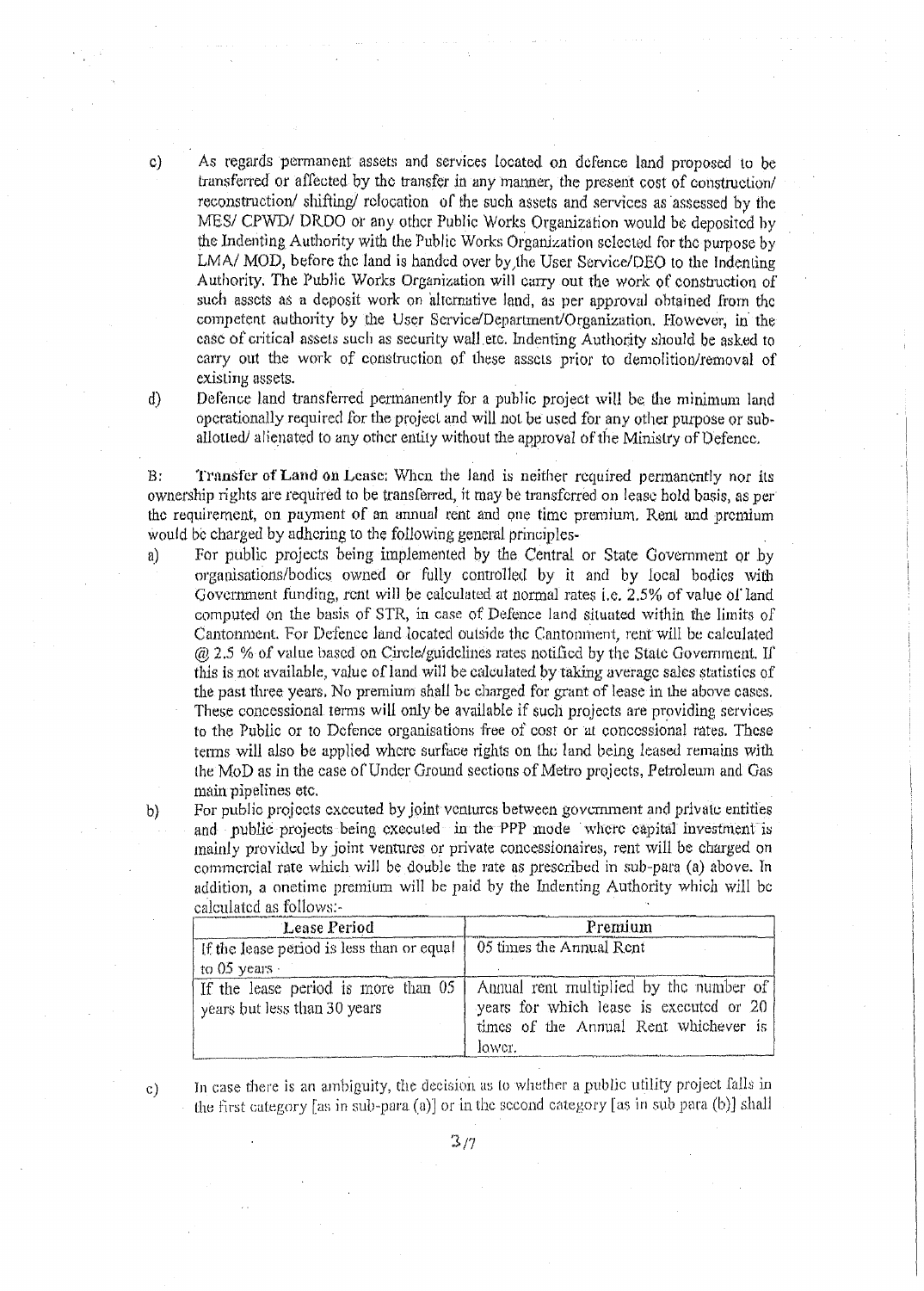c) As regards permanent assets and services located on defence land proposed to be transferred or affected by the transfer in any manner, the present cost of construction/ reconstruction/ shifting/ relocation of the such assets and services as assessed by the MES/ CPWD/ DRDO or any other Public Works Organization would be deposited by the Indenting Authority with the Public Works Organization selected for the purpose by LMA/ MOD, before the land is handed over by the User Service/DEO to the Indenting Authority. The Public Works Organization will carry out the work of construction of such assets as a deposit work on alternative land, as per approval obtained from the competent authority by the User Service/Department/Organization. However, in the case of critical assets such as security wall etc. Indenting Authority should be asked to carry out the work of construction of these assets prior to demolition/removal of existing assets.

d) Defence land transferred permanently for a public project will be the minimum land operationally required for the project and will not be used for any other purpose or sub-allotted/ alienated to any other entity without the approval of the Ministry of Defence.

B: **Transfer of Land on Lease:** When the land is neither required permanently nor its ownership rights are required to be transferred, it may be transferred on lease hold basis, as per the requirement, on payment of an annual rent and one time premium. Rent and premium would be charged by adhering to the following general principles-

a) For public projects being implemented by the Central or State Government or by organisations/bodies owned or fully controlled by it and by local bodies with Government funding, rent will be calculated at normal rates i.e. 2.5% of value of land computed on the basis of STR, in case of Defence land situated within the limits of Cantonment. For Defence land located outside the Cantonment, rent will be calculated @ 2.5 % of value based on Circle/guidelines rates notified by the State Government. If this is not available, value of land will be calculated by taking average sales statistics of the past three years. No premium shall be charged for grant of lease in the above cases. These concessional terms will only be available if such projects are providing services to the Public or to Defence organisations free of cost or at concessional rates. These terms will also be applied where surface rights on the land being leased remains with the MoD as in the case of Under Ground sections of Metro projects, Petroleum and Gas main pipelines etc.

b) For public projects executed by joint ventures between government and private entities and public projects being executed in the PPP mode where capital investment is mainly provided by joint ventures or private concessionaires, rent will be charged on commercial rate which will be double the rate as prescribed in sub-para (a) above. In addition, a onetime premium will be paid by the Indenting Authority which will be calculated as follows:-

| Lease Period | Premium |
|---|---|
| If the lease period is less than or equal to 05 years | 05 times the Annual Rent |
| If the lease period is more than 05 years but less than 30 years | Annual rent multiplied by the number of years for which lease is executed or 20 times of the Annual Rent whichever is lower. |

c) In case there is an ambiguity, the decision as to whether a public utility project falls in the first category [as in sub-para (a)] or in the second category [as in sub para (b)] shall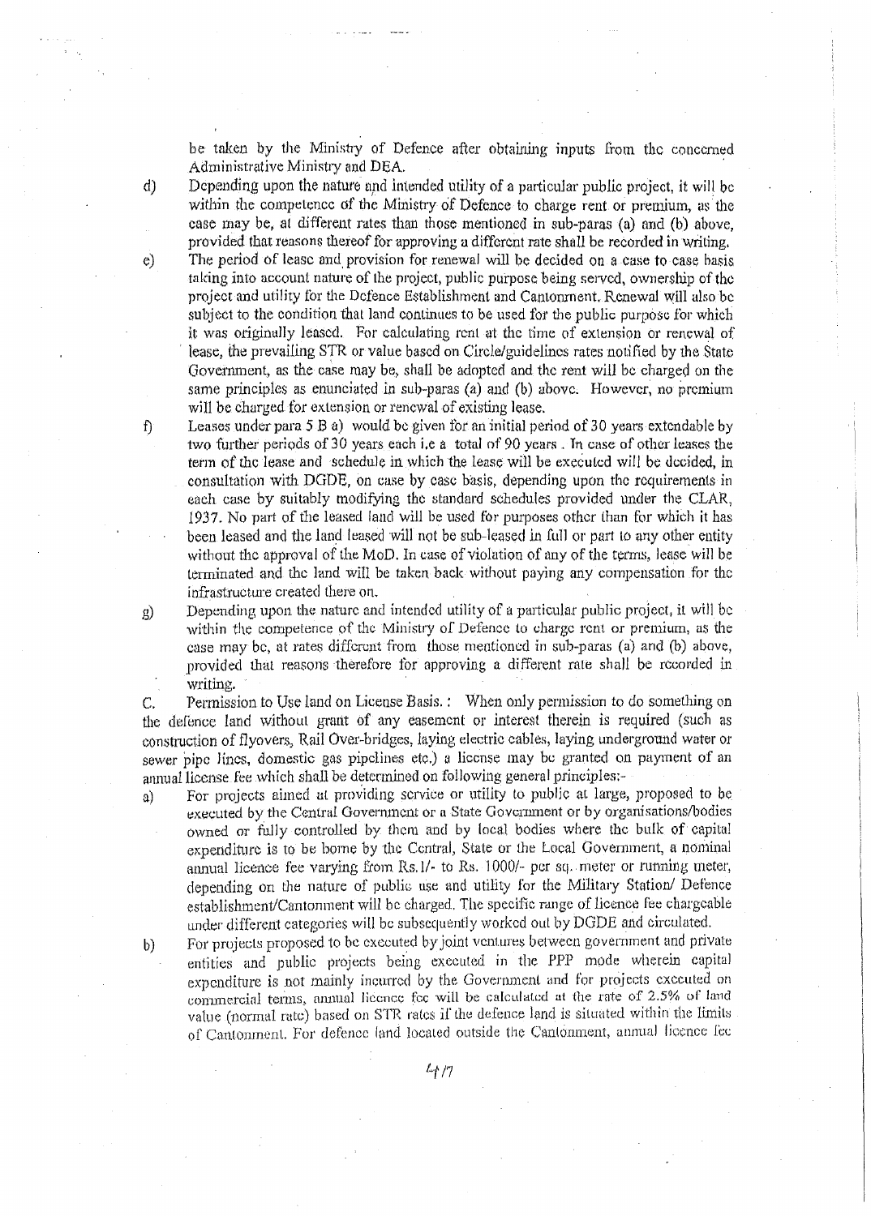be taken by the Ministry of Defence after obtaining inputs from the concerned Administrative Ministry and DEA.

d) Depending upon the nature and intended utility of a particular public project, it will be within the competence of the Ministry of Defence to charge rent or premium, as the case may be, at different rates than those mentioned in sub-paras (a) and (b) above, provided that reasons thereof for approving a different rate shall be recorded in writing.

e) The period of lease and provision for renewal will be decided on a case to case basis taking into account nature of the project, public purpose being served, ownership of the project and utility for the Defence Establishment and Cantonment. Renewal will also be subject to the condition that land continues to be used for the public purpose for which it was originally leased. For calculating rent at the time of extension or renewal of lease, the prevailing STR or value based on Circle/guidelines rates notified by the State Government, as the case may be, shall be adopted and the rent will be charged on the same principles as enunciated in sub-paras (a) and (b) above. However, no premium will be charged for extension or renewal of existing lease.

f) Leases under para 5 B a) would be given for an initial period of 30 years extendable by two further periods of 30 years each i.e a total of 90 years. In case of other leases the term of the lease and schedule in which the lease will be executed will be decided, in consultation with DGDE, on case by case basis, depending upon the requirements in each case by suitably modifying the standard schedules provided under the CLAR, 1937. No part of the leased land will be used for purposes other than for which it has been leased and the land leased will not be sub-leased in full or part to any other entity without the approval of the MoD. In case of violation of any of the terms, lease will be terminated and the land will be taken back without paying any compensation for the infrastructure created there on.

g) Depending upon the nature and intended utility of a particular public project, it will be within the competence of the Ministry of Defence to charge rent or premium, as the case may be, at rates different from those mentioned in sub-paras (a) and (b) above, provided that reasons therefore for approving a different rate shall be recorded in writing.

C. Permission to Use land on License Basis. : When only permission to do something on the defence land without grant of any easement or interest therein is required (such as construction of flyovers, Rail Over-bridges, laying electric cables, laying underground water or sewer pipe lines, domestic gas pipelines etc.) a license may be granted on payment of an annual license fee which shall be determined on following general principles:-

a) For projects aimed at providing service or utility to public at large, proposed to be executed by the Central Government or a State Government or by organisations/bodies owned or fully controlled by them and by local bodies where the bulk of capital expenditure is to be borne by the Central, State or the Local Government, a nominal annual licence fee varying from Rs.1/- to Rs. 1000/- per sq. meter or running meter, depending on the nature of public use and utility for the Military Station/ Defence establishment/Cantonment will be charged. The specific range of licence fee chargeable under different categories will be subsequently worked out by DGDE and circulated.

b) For projects proposed to be executed by joint ventures between government and private entities and public projects being executed in the PPP mode wherein capital expenditure is not mainly incurred by the Government and for projects executed on commercial terms, annual licence fee will be calculated at the rate of 2.5% of land value (normal rate) based on STR rates if the defence land is situated within the limits of Cantonment. For defence land located outside the Cantonment, annual licence fee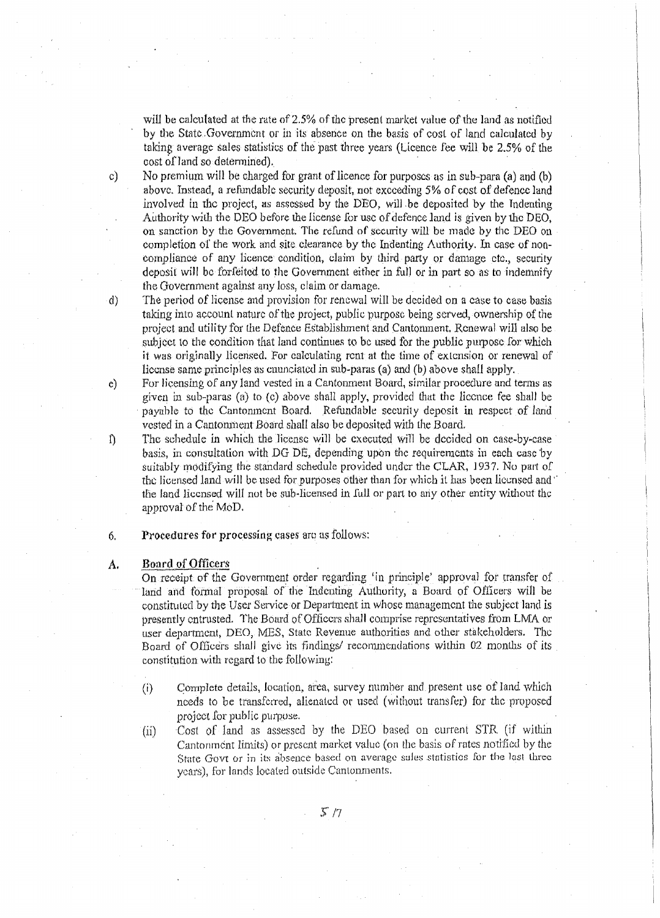will be calculated at the rate of 2.5% of the present market value of the land as notified by the State Government or in its absence on the basis of cost of land calculated by taking average sales statistics of the past three years (Licence fee will be 2.5% of the cost of land so determined).

c) No premium will be charged for grant of licence for purposes as in sub-para (a) and (b) above. Instead, a refundable security deposit, not exceeding 5% of cost of defence land involved in the project, as assessed by the DEO, will be deposited by the Indenting Authority with the DEO before the license for use of defence land is given by the DEO, on sanction by the Government. The refund of security will be made by the DEO on completion of the work and site clearance by the Indenting Authority. In case of non-compliance of any licence condition, claim by third party or damage etc., security deposit will be forfeited to the Government either in full or in part so as to indemnify the Government against any loss, claim or damage.

d) The period of license and provision for renewal will be decided on a case to case basis taking into account nature of the project, public purpose being served, ownership of the project and utility for the Defence Establishment and Cantonment. Renewal will also be subject to the condition that land continues to be used for the public purpose for which it was originally licensed. For calculating rent at the time of extension or renewal of license same principles as enunciated in sub-paras (a) and (b) above shall apply.

e) For licensing of any land vested in a Cantonment Board, similar procedure and terms as given in sub-paras (a) to (c) above shall apply, provided that the licence fee shall be payable to the Cantonment Board. Refundable security deposit in respect of land vested in a Cantonment Board shall also be deposited with the Board.

f) The schedule in which the license will be executed will be decided on case-by-case basis, in consultation with DG DE, depending upon the requirements in each case by suitably modifying the standard schedule provided under the CLAR, 1937. No part of the licensed land will be used for purposes other than for which it has been licensed and the land licensed will not be sub-licensed in full or part to any other entity without the approval of the MoD.

6. **Procedures for processing cases are as follows:**

**A. Board of Officers**

On receipt of the Government order regarding 'in principle' approval for transfer of land and formal proposal of the Indenting Authority, a Board of Officers will be constituted by the User Service or Department in whose management the subject land is presently entrusted. The Board of Officers shall comprise representatives from LMA or user department, DEO, MES, State Revenue authorities and other stakeholders. The Board of Officers shall give its findings/ recommendations within 02 months of its constitution with regard to the following:

(i) Complete details, location, area, survey number and present use of land which needs to be transferred, alienated or used (without transfer) for the proposed project for public purpose.

(ii) Cost of land as assessed by the DEO based on current STR (if within Cantonment limits) or present market value (on the basis of rates notified by the State Govt or in its absence based on average sales statistics for the last three years), for lands located outside Cantonments.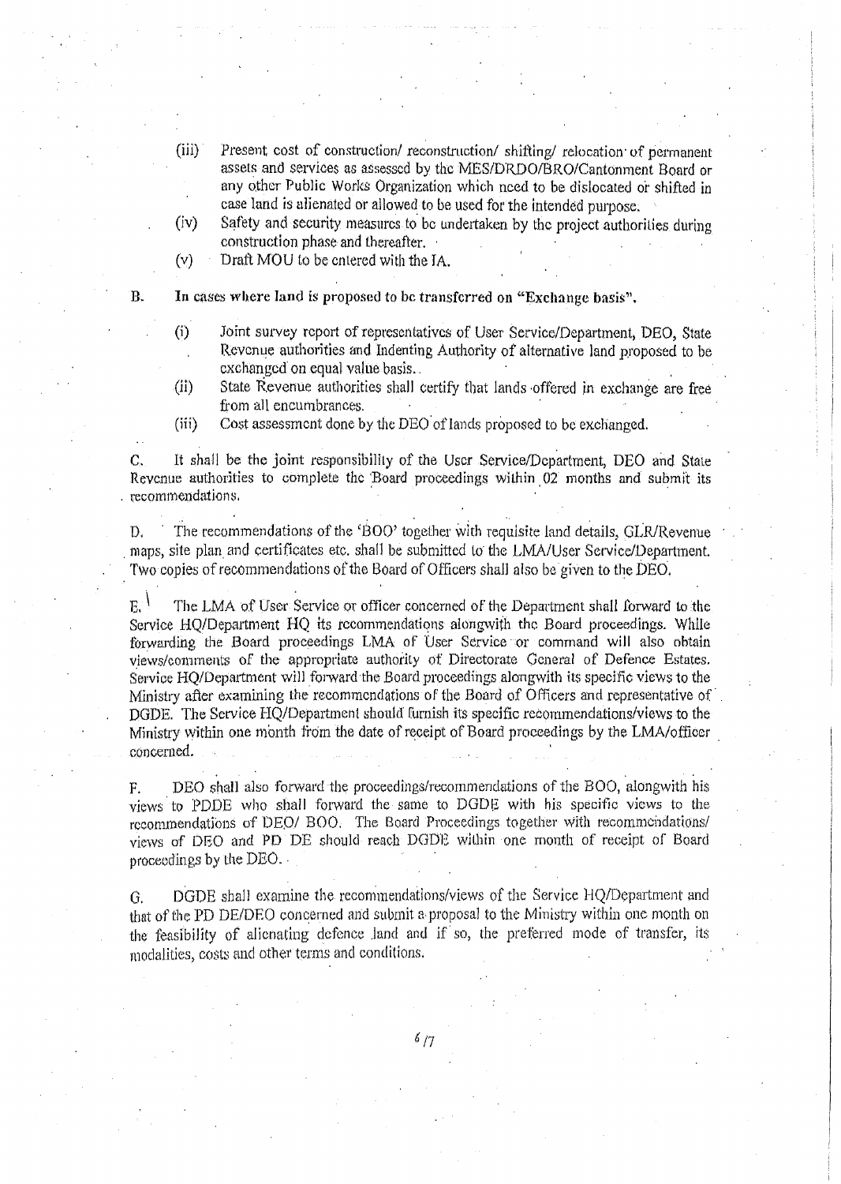(iii) Present cost of construction/ reconstruction/ shifting/ relocation of permanent assets and services as assessed by the MES/DRDO/BRO/Cantonment Board or any other Public Works Organization which need to be dislocated or shifted in case land is alienated or allowed to be used for the intended purpose.

(iv) Safety and security measures to be undertaken by the project authorities during construction phase and thereafter.

(v) Draft MOU to be entered with the IA.

**B. In cases where land is proposed to be transferred on "Exchange basis".**

(i) Joint survey report of representatives of User Service/Department, DEO, State Revenue authorities and Indenting Authority of alternative land proposed to be exchanged on equal value basis.

(ii) State Revenue authorities shall certify that lands offered in exchange are free from all encumbrances.

(iii) Cost assessment done by the DEO of lands proposed to be exchanged.

C. It shall be the joint responsibility of the User Service/Department, DEO and State Revenue authorities to complete the Board proceedings within 02 months and submit its recommendations.

D. The recommendations of the 'BOO' together with requisite land details, GLR/Revenue maps, site plan and certificates etc. shall be submitted to the LMA/User Service/Department. Two copies of recommendations of the Board of Officers shall also be given to the DEO.

E. The LMA of User Service or officer concerned of the Department shall forward to the Service HQ/Department HQ its recommendations alongwith the Board proceedings. While forwarding the Board proceedings LMA of User Service or command will also obtain views/comments of the appropriate authority of Directorate General of Defence Estates. Service HQ/Department will forward the Board proceedings alongwith its specific views to the Ministry after examining the recommendations of the Board of Officers and representative of DGDE. The Service HQ/Department should furnish its specific recommendations/views to the Ministry within one month from the date of receipt of Board proceedings by the LMA/officer concerned.

F. DEO shall also forward the proceedings/recommendations of the BOO, alongwith his views to PDDE who shall forward the same to DGDE with his specific views to the recommendations of DEO/ BOO. The Board Proceedings together with recommendations/ views of DEO and PD DE should reach DGDE within one month of receipt of Board proceedings by the DEO.

G. DGDE shall examine the recommendations/views of the Service HQ/Department and that of the PD DE/DEO concerned and submit a proposal to the Ministry within one month on the feasibility of alienating defence land and if so, the preferred mode of transfer, its modalities, costs and other terms and conditions.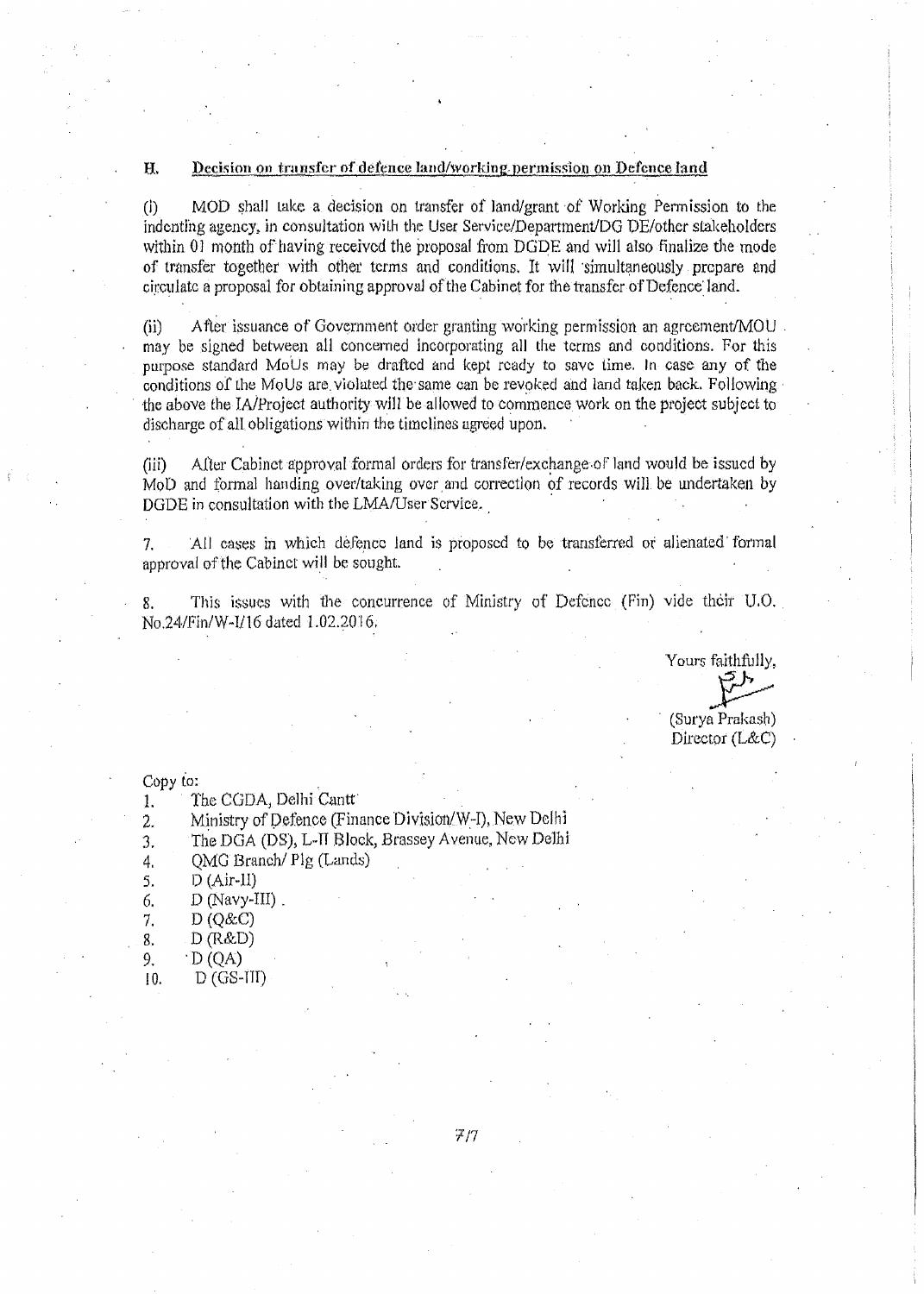### H. Decision on transfer of defence land/working permission on Defence land

(i) MOD shall take a decision on transfer of land/grant of Working Permission to the indenting agency, in consultation with the User Service/Department/DG DE/other stakeholders within 01 month of having received the proposal from DGDE and will also finalize the mode of transfer together with other terms and conditions. It will simultaneously prepare and circulate a proposal for obtaining approval of the Cabinet for the transfer of Defence land.

(ii) After issuance of Government order granting working permission an agreement/MOU may be signed between all concerned incorporating all the terms and conditions. For this purpose standard MoUs may be drafted and kept ready to save time. In case any of the conditions of the MoUs are violated the same can be revoked and land taken back. Following the above the IA/Project authority will be allowed to commence work on the project subject to discharge of all obligations within the timelines agreed upon.

(iii) After Cabinet approval formal orders for transfer/exchange of land would be issued by MoD and formal handing over/taking over and correction of records will be undertaken by DGDE in consultation with the LMA/User Service.

7. All cases in which defence land is proposed to be transferred or alienated formal approval of the Cabinet will be sought.

8. This issues with the concurrence of Ministry of Defence (Fin) vide their U.O. No.24/Fin/W-I/16 dated 1.02.2016.

Yours faithfully,

(Surya Prakash)
Director (L&C)

Copy to:

1. The CGDA, Delhi Cantt
2. Ministry of Defence (Finance Division/W-I), New Delhi
3. The DGA (DS), L-II Block, Brassey Avenue, New Delhi
4. QMG Branch/ Plg (Lands)
5. D (Air-II)
6. D (Navy-III)
7. D (Q&C)
8. D (R&D)
9. D (QA)
10. D (GS-III)